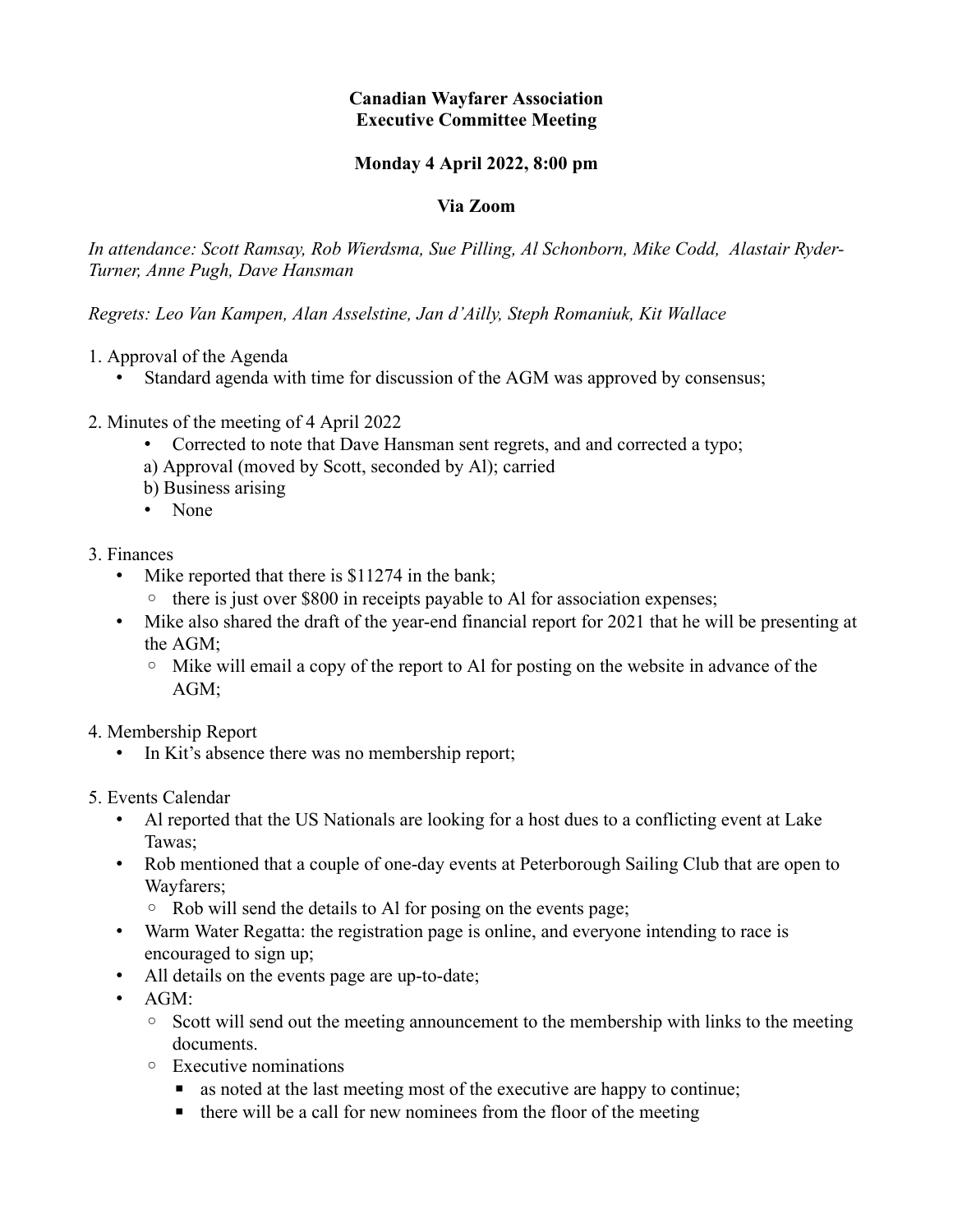**Canadian Wayfarer Association**
**Executive Committee Meeting**

**Monday 4 April 2022, 8:00 pm**

**Via Zoom**

*In attendance: Scott Ramsay, Rob Wierdsma, Sue Pilling, Al Schonborn, Mike Codd, Alastair Ryder-Turner, Anne Pugh, Dave Hansman*

*Regrets: Leo Van Kampen, Alan Asselstine, Jan d'Ailly, Steph Romaniuk, Kit Wallace*

1. Approval of the Agenda
   - Standard agenda with time for discussion of the AGM was approved by consensus;

2. Minutes of the meeting of 4 April 2022
   - Corrected to note that Dave Hansman sent regrets, and and corrected a typo;

   a) Approval (moved by Scott, seconded by Al); carried

   b) Business arising
   - None

3. Finances
   - Mike reported that there is $11274 in the bank;
     - there is just over $800 in receipts payable to Al for association expenses;
   - Mike also shared the draft of the year-end financial report for 2021 that he will be presenting at the AGM;
     - Mike will email a copy of the report to Al for posting on the website in advance of the AGM;

4. Membership Report
   - In Kit's absence there was no membership report;

5. Events Calendar
   - Al reported that the US Nationals are looking for a host dues to a conflicting event at Lake Tawas;
   - Rob mentioned that a couple of one-day events at Peterborough Sailing Club that are open to Wayfarers;
     - Rob will send the details to Al for posing on the events page;
   - Warm Water Regatta: the registration page is online, and everyone intending to race is encouraged to sign up;
   - All details on the events page are up-to-date;
   - AGM:
     - Scott will send out the meeting announcement to the membership with links to the meeting documents.
     - Executive nominations
       - as noted at the last meeting most of the executive are happy to continue;
       - there will be a call for new nominees from the floor of the meeting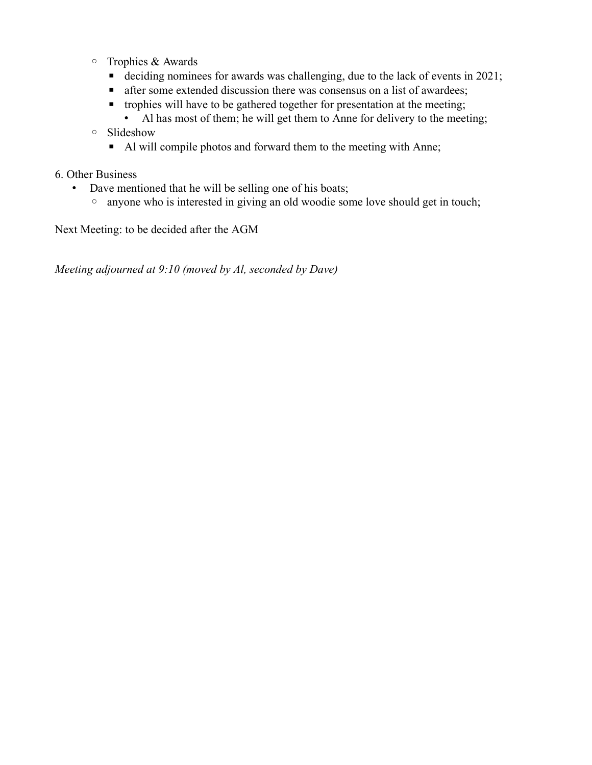- Trophies & Awards
  - deciding nominees for awards was challenging, due to the lack of events in 2021;
  - after some extended discussion there was consensus on a list of awardees;
  - trophies will have to be gathered together for presentation at the meeting;
    - Al has most of them; he will get them to Anne for delivery to the meeting;
- Slideshow
  - Al will compile photos and forward them to the meeting with Anne;

6. Other Business

- Dave mentioned that he will be selling one of his boats;
  - anyone who is interested in giving an old woodie some love should get in touch;

Next Meeting: to be decided after the AGM

*Meeting adjourned at 9:10 (moved by Al, seconded by Dave)*